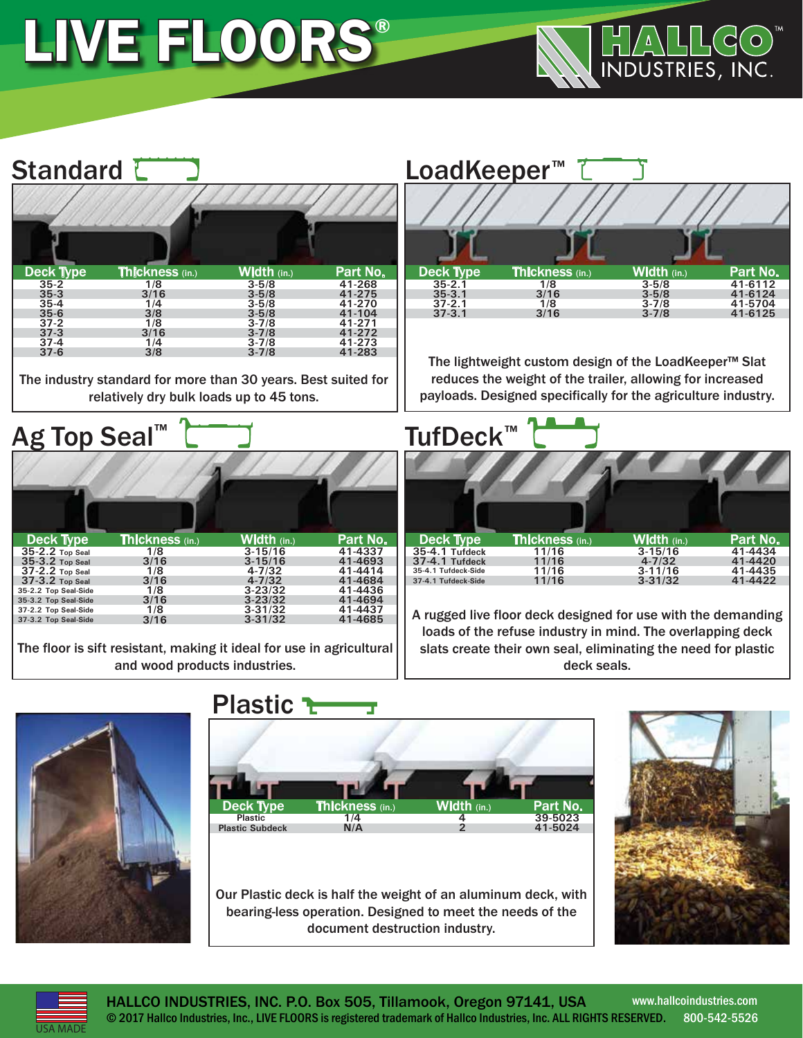# LIVE FLOORS®

HALLCO INDUSTRIES, INC.

## Standard

| Deck Type | Thickness (in.) | Width (in.) | Part No. |
|---|---|---|---|
| 35-2 | 1/8 | 3-5/8 | 41-268 |
| 35-3 | 3/16 | 3-5/8 | 41-275 |
| 35-4 | 1/4 | 3-5/8 | 41-270 |
| 35-6 | 3/8 | 3-5/8 | 41-104 |
| 37-2 | 1/8 | 3-7/8 | 41-271 |
| 37-3 | 3/16 | 3-7/8 | 41-272 |
| 37-4 | 1/4 | 3-7/8 | 41-273 |
| 37-6 | 3/8 | 3-7/8 | 41-283 |

The industry standard for more than 30 years. Best suited for relatively dry bulk loads up to 45 tons.

## LoadKeeper™

| Deck Type | Thickness (in.) | Width (in.) | Part No. |
|---|---|---|---|
| 35-2.1 | 1/8 | 3-5/8 | 41-6112 |
| 35-3.1 | 3/16 | 3-5/8 | 41-6124 |
| 37-2.1 | 1/8 | 3-7/8 | 41-5704 |
| 37-3.1 | 3/16 | 3-7/8 | 41-6125 |

The lightweight custom design of the LoadKeeper™ Slat reduces the weight of the trailer, allowing for increased payloads. Designed specifically for the agriculture industry.

## Ag Top Seal™

| Deck Type | Thickness (in.) | Width (in.) | Part No. |
|---|---|---|---|
| 35-2.2 Top Seal | 1/8 | 3-15/16 | 41-4337 |
| 35-3.2 Top Seal | 3/16 | 3-15/16 | 41-4693 |
| 37-2.2 Top Seal | 1/8 | 4-7/32 | 41-4414 |
| 37-3.2 Top Seal | 3/16 | 4-7/32 | 41-4684 |
| 35-2.2 Top Seal-Side | 1/8 | 3-23/32 | 41-4436 |
| 35-3.2 Top Seal-Side | 3/16 | 3-23/32 | 41-4694 |
| 37-2.2 Top Seal-Side | 1/8 | 3-31/32 | 41-4437 |
| 37-3.2 Top Seal-Side | 3/16 | 3-31/32 | 41-4685 |

The floor is sift resistant, making it ideal for use in agricultural and wood products industries.

## TufDeck™

| Deck Type | Thickness (in.) | Width (in.) | Part No. |
|---|---|---|---|
| 35-4.1 Tufdeck | 11/16 | 3-15/16 | 41-4434 |
| 37-4.1 Tufdeck | 11/16 | 4-7/32 | 41-4420 |
| 35-4.1 Tufdeck-Side | 11/16 | 3-11/16 | 41-4435 |
| 37-4.1 Tufdeck-Side | 11/16 | 3-31/32 | 41-4422 |

A rugged live floor deck designed for use with the demanding loads of the refuse industry in mind. The overlapping deck slats create their own seal, eliminating the need for plastic deck seals.

## Plastic

| Deck Type | Thickness (in.) | Width (in.) | Part No. |
|---|---|---|---|
| Plastic | 1/4 | 4 | 39-5023 |
| Plastic Subdeck | N/A | 2 | 41-5024 |

Our Plastic deck is half the weight of an aluminum deck, with bearing-less operation. Designed to meet the needs of the document destruction industry.

USA MADE

HALLCO INDUSTRIES, INC. P.O. Box 505, Tillamook, Oregon 97141, USA

© 2017 Hallco Industries, Inc., LIVE FLOORS is registered trademark of Hallco Industries, Inc. ALL RIGHTS RESERVED.

www.hallcoindustries.com

800-542-5526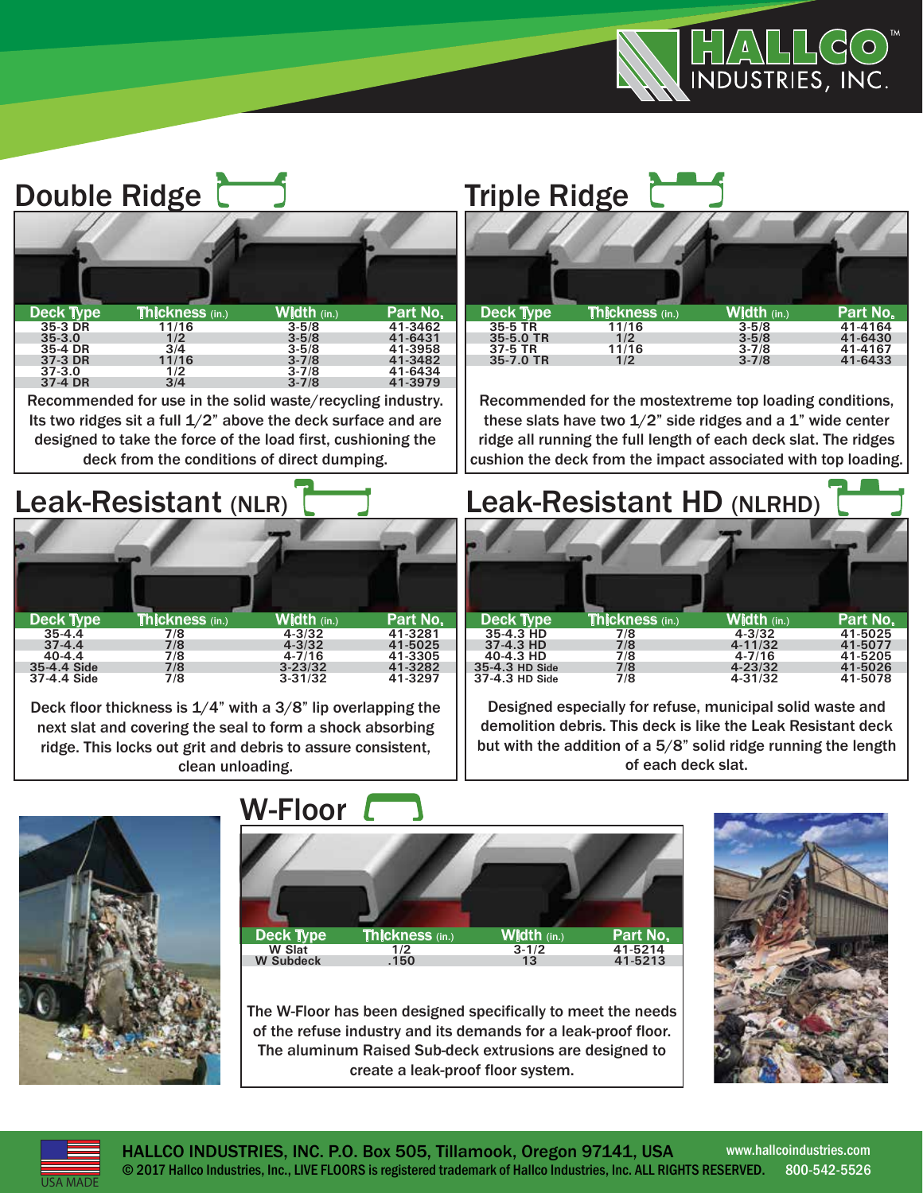HALLCO INDUSTRIES, INC.

## Double Ridge

| Deck Type | Thickness (in.) | Width (in.) | Part No. |
|---|---|---|---|
| 35-3 DR | 11/16 | 3-5/8 | 41-3462 |
| 35-3.0 | 1/2 | 3-5/8 | 41-6431 |
| 35-4 DR | 3/4 | 3-5/8 | 41-3958 |
| 37-3 DR | 11/16 | 3-7/8 | 41-3482 |
| 37-3.0 | 1/2 | 3-7/8 | 41-6434 |
| 37-4 DR | 3/4 | 3-7/8 | 41-3979 |

Recommended for use in the solid waste/recycling industry. Its two ridges sit a full 1/2" above the deck surface and are designed to take the force of the load first, cushioning the deck from the conditions of direct dumping.

## Triple Ridge

| Deck Type | Thickness (in.) | Width (in.) | Part No. |
|---|---|---|---|
| 35-5 TR | 11/16 | 3-5/8 | 41-4164 |
| 35-5.0 TR | 1/2 | 3-5/8 | 41-6430 |
| 37-5 TR | 11/16 | 3-7/8 | 41-4167 |
| 35-7.0 TR | 1/2 | 3-7/8 | 41-6433 |

Recommended for the mostextreme top loading conditions, these slats have two 1/2" side ridges and a 1" wide center ridge all running the full length of each deck slat. The ridges cushion the deck from the impact associated with top loading.

## Leak-Resistant (NLR)

| Deck Type | Thickness (in.) | Width (in.) | Part No. |
|---|---|---|---|
| 35-4.4 | 7/8 | 4-3/32 | 41-3281 |
| 37-4.4 | 7/8 | 4-3/32 | 41-5025 |
| 40-4.4 | 7/8 | 4-7/16 | 41-3305 |
| 35-4.4 Side | 7/8 | 3-23/32 | 41-3282 |
| 37-4.4 Side | 7/8 | 3-31/32 | 41-3297 |

Deck floor thickness is 1/4" with a 3/8" lip overlapping the next slat and covering the seal to form a shock absorbing ridge. This locks out grit and debris to assure consistent, clean unloading.

## Leak-Resistant HD (NLRHD)

| Deck Type | Thickness (in.) | Width (in.) | Part No. |
|---|---|---|---|
| 35-4.3 HD | 7/8 | 4-3/32 | 41-5025 |
| 37-4.3 HD | 7/8 | 4-11/32 | 41-5077 |
| 40-4.3 HD | 7/8 | 4-7/16 | 41-5205 |
| 35-4.3 HD Side | 7/8 | 4-23/32 | 41-5026 |
| 37-4.3 HD Side | 7/8 | 4-31/32 | 41-5078 |

Designed especially for refuse, municipal solid waste and demolition debris. This deck is like the Leak Resistant deck but with the addition of a 5/8" solid ridge running the length of each deck slat.

## W-Floor

| Deck Type | Thickness (in.) | Width (in.) | Part No. |
|---|---|---|---|
| W Slat | 1/2 | 3-1/2 | 41-5214 |
| W Subdeck | .150 | 13 | 41-5213 |

The W-Floor has been designed specifically to meet the needs of the refuse industry and its demands for a leak-proof floor. The aluminum Raised Sub-deck extrusions are designed to create a leak-proof floor system.

USA MADE

HALLCO INDUSTRIES, INC. P.O. Box 505, Tillamook, Oregon 97141, USA
© 2017 Hallco Industries, Inc., LIVE FLOORS is registered trademark of Hallco Industries, Inc. ALL RIGHTS RESERVED.
www.hallcoindustries.com 800-542-5526